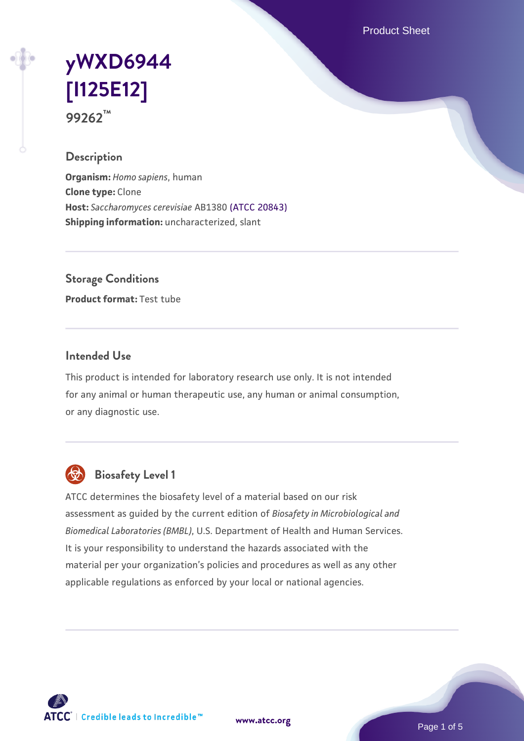# yWXD6944 [I125E12]

**99262™**

## Description

**Organism:** *Homo sapiens*, human
**Clone type:** Clone
**Host:** *Saccharomyces cerevisiae* AB1380 (ATCC 20843)
**Shipping information:** uncharacterized, slant

## Storage Conditions

**Product format:** Test tube

## Intended Use

This product is intended for laboratory research use only. It is not intended for any animal or human therapeutic use, any human or animal consumption, or any diagnostic use.

## Biosafety Level 1

ATCC determines the biosafety level of a material based on our risk assessment as guided by the current edition of *Biosafety in Microbiological and Biomedical Laboratories (BMBL)*, U.S. Department of Health and Human Services. It is your responsibility to understand the hazards associated with the material per your organization's policies and procedures as well as any other applicable regulations as enforced by your local or national agencies.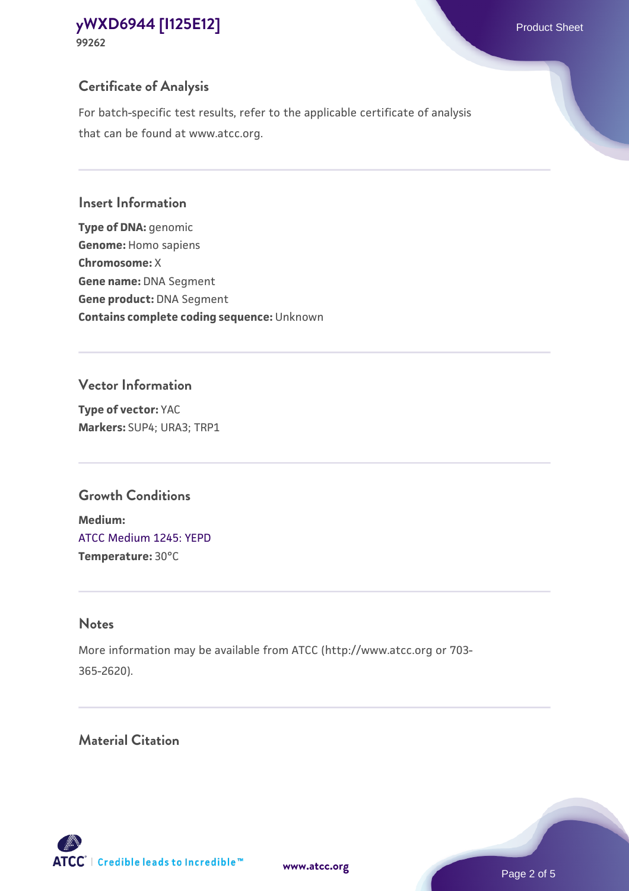## Certificate of Analysis

For batch-specific test results, refer to the applicable certificate of analysis that can be found at www.atcc.org.

## Insert Information

**Type of DNA:** genomic
**Genome:** Homo sapiens
**Chromosome:** X
**Gene name:** DNA Segment
**Gene product:** DNA Segment
**Contains complete coding sequence:** Unknown

## Vector Information

**Type of vector:** YAC
**Markers:** SUP4; URA3; TRP1

## Growth Conditions

**Medium:**
ATCC Medium 1245: YEPD
**Temperature:** 30°C

## Notes

More information may be available from ATCC (http://www.atcc.org or 703-365-2620).

## Material Citation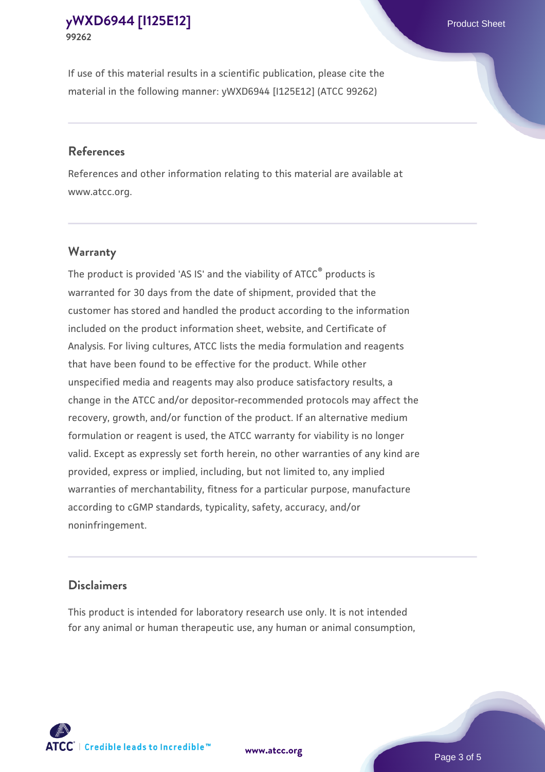If use of this material results in a scientific publication, please cite the material in the following manner: yWXD6944 [I125E12] (ATCC 99262)

## References

References and other information relating to this material are available at www.atcc.org.

## Warranty

The product is provided 'AS IS' and the viability of ATCC® products is warranted for 30 days from the date of shipment, provided that the customer has stored and handled the product according to the information included on the product information sheet, website, and Certificate of Analysis. For living cultures, ATCC lists the media formulation and reagents that have been found to be effective for the product. While other unspecified media and reagents may also produce satisfactory results, a change in the ATCC and/or depositor-recommended protocols may affect the recovery, growth, and/or function of the product. If an alternative medium formulation or reagent is used, the ATCC warranty for viability is no longer valid. Except as expressly set forth herein, no other warranties of any kind are provided, express or implied, including, but not limited to, any implied warranties of merchantability, fitness for a particular purpose, manufacture according to cGMP standards, typicality, safety, accuracy, and/or noninfringement.

## Disclaimers

This product is intended for laboratory research use only. It is not intended for any animal or human therapeutic use, any human or animal consumption,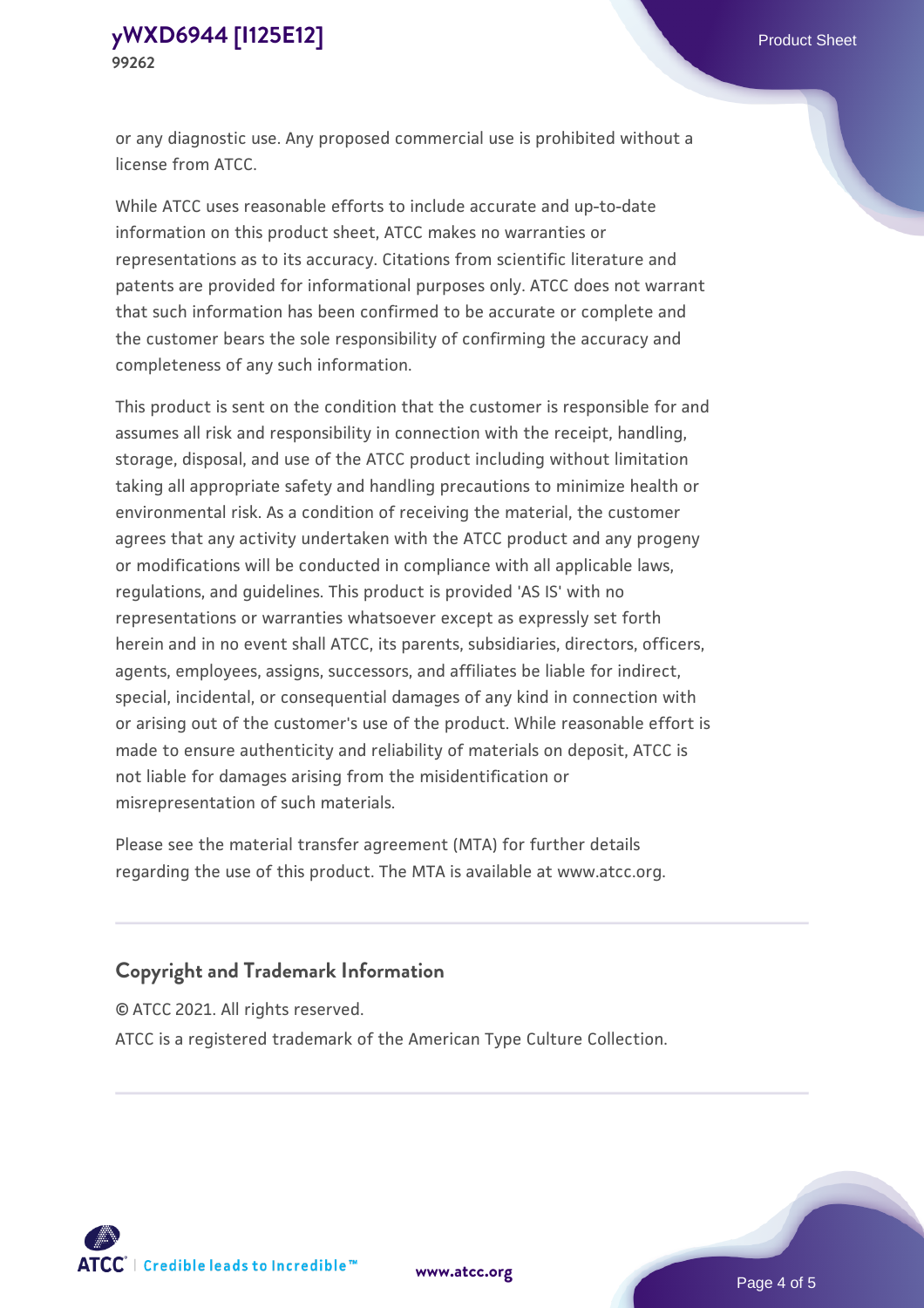or any diagnostic use. Any proposed commercial use is prohibited without a license from ATCC.

While ATCC uses reasonable efforts to include accurate and up-to-date information on this product sheet, ATCC makes no warranties or representations as to its accuracy. Citations from scientific literature and patents are provided for informational purposes only. ATCC does not warrant that such information has been confirmed to be accurate or complete and the customer bears the sole responsibility of confirming the accuracy and completeness of any such information.

This product is sent on the condition that the customer is responsible for and assumes all risk and responsibility in connection with the receipt, handling, storage, disposal, and use of the ATCC product including without limitation taking all appropriate safety and handling precautions to minimize health or environmental risk. As a condition of receiving the material, the customer agrees that any activity undertaken with the ATCC product and any progeny or modifications will be conducted in compliance with all applicable laws, regulations, and guidelines. This product is provided 'AS IS' with no representations or warranties whatsoever except as expressly set forth herein and in no event shall ATCC, its parents, subsidiaries, directors, officers, agents, employees, assigns, successors, and affiliates be liable for indirect, special, incidental, or consequential damages of any kind in connection with or arising out of the customer's use of the product. While reasonable effort is made to ensure authenticity and reliability of materials on deposit, ATCC is not liable for damages arising from the misidentification or misrepresentation of such materials.

Please see the material transfer agreement (MTA) for further details regarding the use of this product. The MTA is available at www.atcc.org.

## Copyright and Trademark Information

© ATCC 2021. All rights reserved.

ATCC is a registered trademark of the American Type Culture Collection.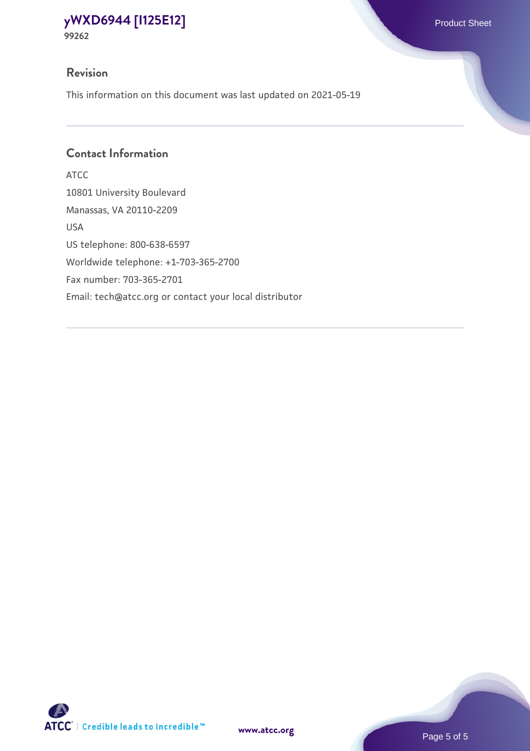## Revision

This information on this document was last updated on 2021-05-19

## Contact Information

ATCC
10801 University Boulevard
Manassas, VA 20110-2209
USA
US telephone: 800-638-6597
Worldwide telephone: +1-703-365-2700
Fax number: 703-365-2701
Email: tech@atcc.org or contact your local distributor